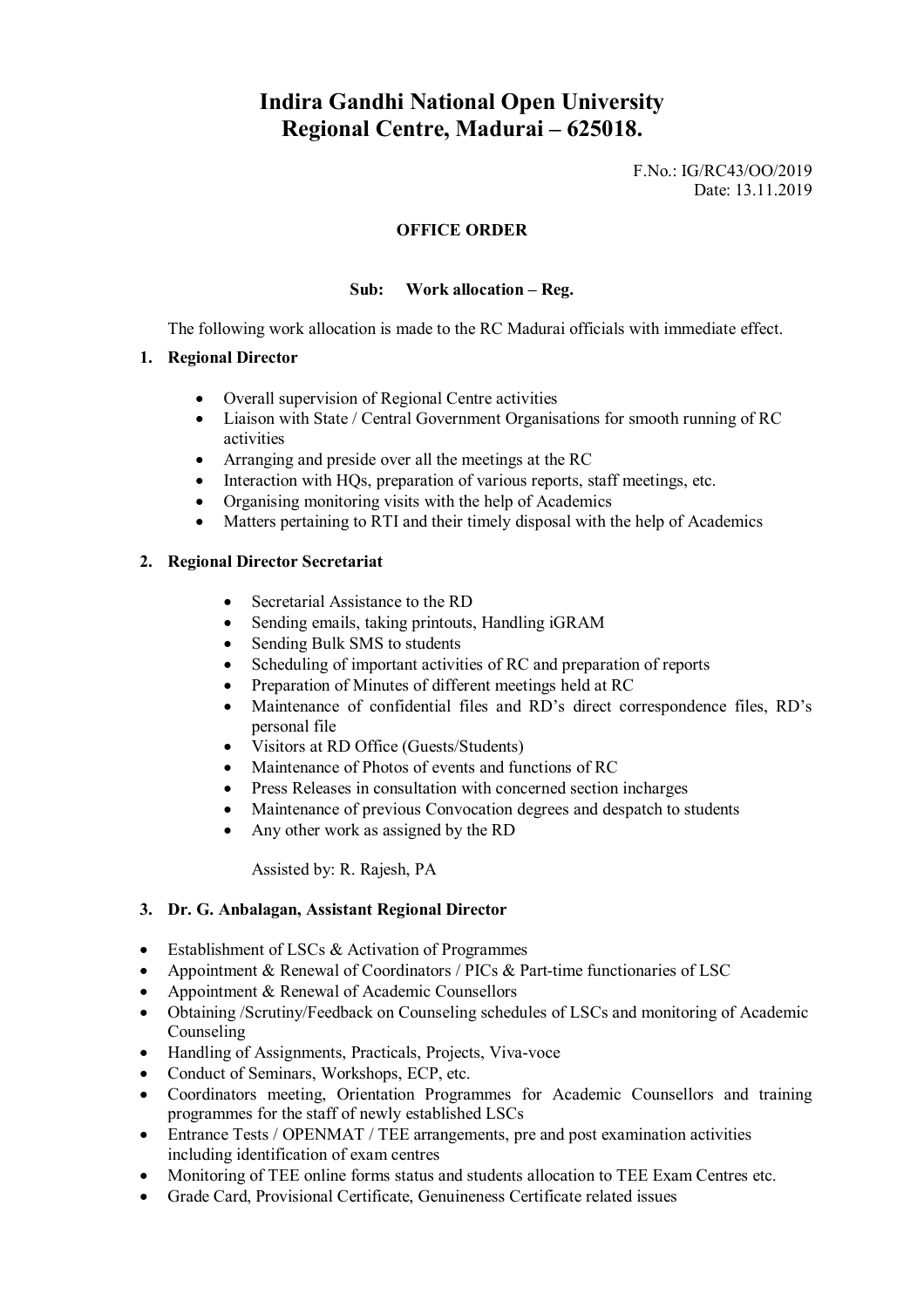# Indira Gandhi National Open University
# Regional Centre, Madurai – 625018.

F.No.: IG/RC43/OO/2019
Date: 13.11.2019

**OFFICE ORDER**

**Sub: Work allocation – Reg.**

The following work allocation is made to the RC Madurai officials with immediate effect.

**1. Regional Director**

- Overall supervision of Regional Centre activities
- Liaison with State / Central Government Organisations for smooth running of RC activities
- Arranging and preside over all the meetings at the RC
- Interaction with HQs, preparation of various reports, staff meetings, etc.
- Organising monitoring visits with the help of Academics
- Matters pertaining to RTI and their timely disposal with the help of Academics

**2. Regional Director Secretariat**

- Secretarial Assistance to the RD
- Sending emails, taking printouts, Handling iGRAM
- Sending Bulk SMS to students
- Scheduling of important activities of RC and preparation of reports
- Preparation of Minutes of different meetings held at RC
- Maintenance of confidential files and RD's direct correspondence files, RD's personal file
- Visitors at RD Office (Guests/Students)
- Maintenance of Photos of events and functions of RC
- Press Releases in consultation with concerned section incharges
- Maintenance of previous Convocation degrees and despatch to students
- Any other work as assigned by the RD

Assisted by: R. Rajesh, PA

**3. Dr. G. Anbalagan, Assistant Regional Director**

- Establishment of LSCs & Activation of Programmes
- Appointment & Renewal of Coordinators / PICs & Part-time functionaries of LSC
- Appointment & Renewal of Academic Counsellors
- Obtaining /Scrutiny/Feedback on Counseling schedules of LSCs and monitoring of Academic Counseling
- Handling of Assignments, Practicals, Projects, Viva-voce
- Conduct of Seminars, Workshops, ECP, etc.
- Coordinators meeting, Orientation Programmes for Academic Counsellors and training programmes for the staff of newly established LSCs
- Entrance Tests / OPENMAT / TEE arrangements, pre and post examination activities including identification of exam centres
- Monitoring of TEE online forms status and students allocation to TEE Exam Centres etc.
- Grade Card, Provisional Certificate, Genuineness Certificate related issues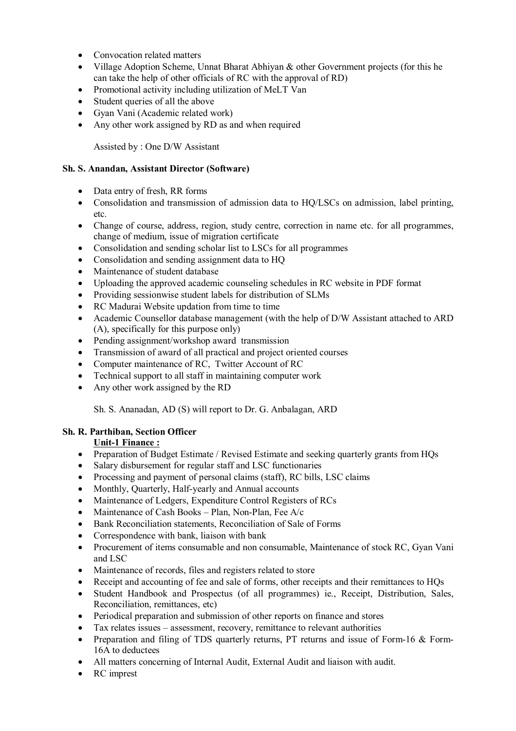- Convocation related matters
- Village Adoption Scheme, Unnat Bharat Abhiyan & other Government projects (for this he can take the help of other officials of RC with the approval of RD)
- Promotional activity including utilization of MeLT Van
- Student queries of all the above
- Gyan Vani (Academic related work)
- Any other work assigned by RD as and when required

  Assisted by : One D/W Assistant

**Sh. S. Anandan, Assistant Director (Software)**

- Data entry of fresh, RR forms
- Consolidation and transmission of admission data to HQ/LSCs on admission, label printing, etc.
- Change of course, address, region, study centre, correction in name etc. for all programmes, change of medium, issue of migration certificate
- Consolidation and sending scholar list to LSCs for all programmes
- Consolidation and sending assignment data to HQ
- Maintenance of student database
- Uploading the approved academic counseling schedules in RC website in PDF format
- Providing sessionwise student labels for distribution of SLMs
- RC Madurai Website updation from time to time
- Academic Counsellor database management (with the help of D/W Assistant attached to ARD (A), specifically for this purpose only)
- Pending assignment/workshop award transmission
- Transmission of award of all practical and project oriented courses
- Computer maintenance of RC, Twitter Account of RC
- Technical support to all staff in maintaining computer work
- Any other work assigned by the RD

  Sh. S. Ananadan, AD (S) will report to Dr. G. Anbalagan, ARD

**Sh. R. Parthiban, Section Officer**

**Unit-1 Finance :**

- Preparation of Budget Estimate / Revised Estimate and seeking quarterly grants from HQs
- Salary disbursement for regular staff and LSC functionaries
- Processing and payment of personal claims (staff), RC bills, LSC claims
- Monthly, Quarterly, Half-yearly and Annual accounts
- Maintenance of Ledgers, Expenditure Control Registers of RCs
- Maintenance of Cash Books – Plan, Non-Plan, Fee A/c
- Bank Reconciliation statements, Reconciliation of Sale of Forms
- Correspondence with bank, liaison with bank
- Procurement of items consumable and non consumable, Maintenance of stock RC, Gyan Vani and LSC
- Maintenance of records, files and registers related to store
- Receipt and accounting of fee and sale of forms, other receipts and their remittances to HQs
- Student Handbook and Prospectus (of all programmes) ie., Receipt, Distribution, Sales, Reconciliation, remittances, etc)
- Periodical preparation and submission of other reports on finance and stores
- Tax relates issues – assessment, recovery, remittance to relevant authorities
- Preparation and filing of TDS quarterly returns, PT returns and issue of Form-16 & Form-16A to deductees
- All matters concerning of Internal Audit, External Audit and liaison with audit.
- RC imprest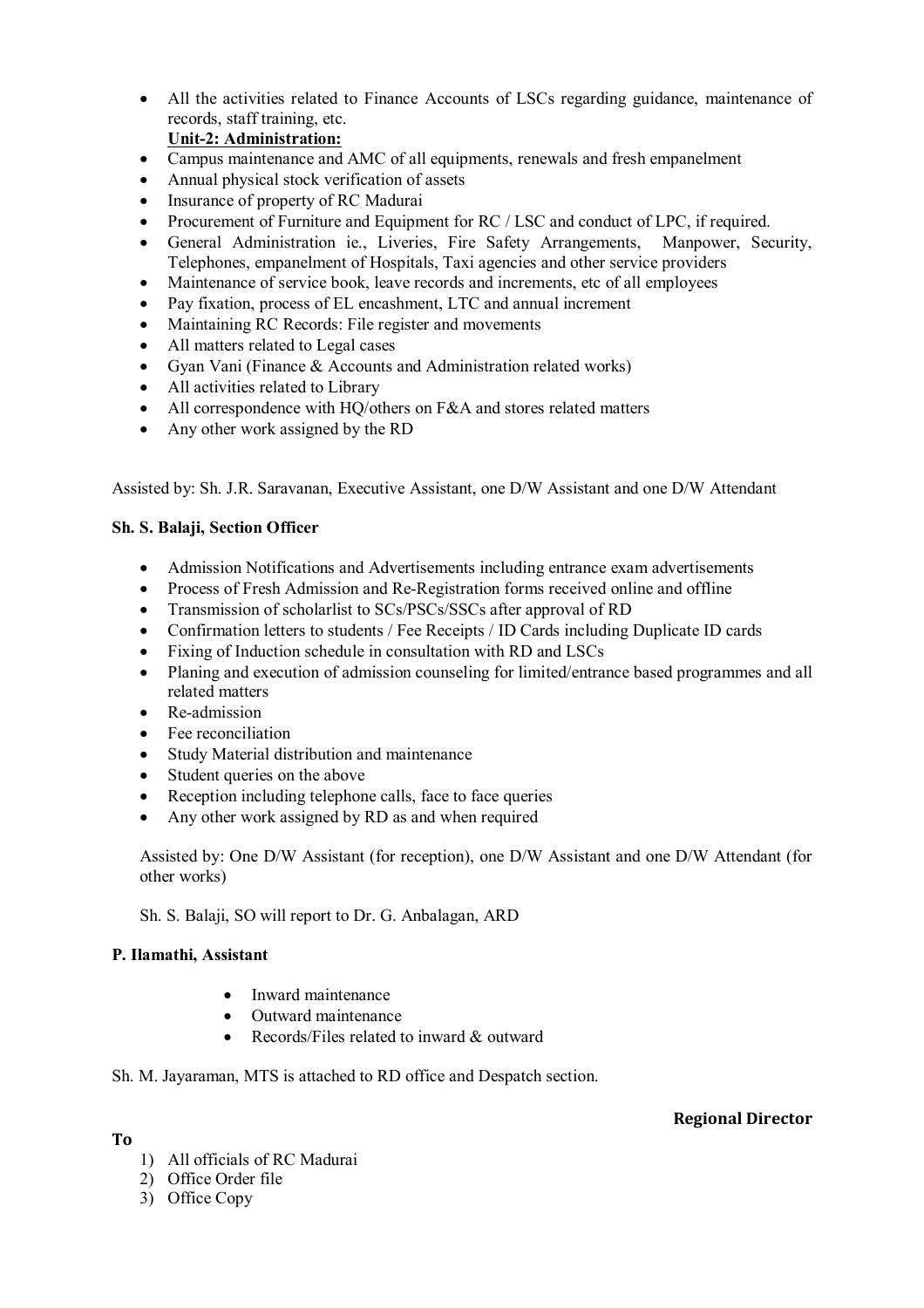- All the activities related to Finance Accounts of LSCs regarding guidance, maintenance of records, staff training, etc.

**Unit-2: Administration:**

- Campus maintenance and AMC of all equipments, renewals and fresh empanelment
- Annual physical stock verification of assets
- Insurance of property of RC Madurai
- Procurement of Furniture and Equipment for RC / LSC and conduct of LPC, if required.
- General Administration ie., Liveries, Fire Safety Arrangements, Manpower, Security, Telephones, empanelment of Hospitals, Taxi agencies and other service providers
- Maintenance of service book, leave records and increments, etc of all employees
- Pay fixation, process of EL encashment, LTC and annual increment
- Maintaining RC Records: File register and movements
- All matters related to Legal cases
- Gyan Vani (Finance & Accounts and Administration related works)
- All activities related to Library
- All correspondence with HQ/others on F&A and stores related matters
- Any other work assigned by the RD

Assisted by: Sh. J.R. Saravanan, Executive Assistant, one D/W Assistant and one D/W Attendant

**Sh. S. Balaji, Section Officer**

- Admission Notifications and Advertisements including entrance exam advertisements
- Process of Fresh Admission and Re-Registration forms received online and offline
- Transmission of scholarlist to SCs/PSCs/SSCs after approval of RD
- Confirmation letters to students / Fee Receipts / ID Cards including Duplicate ID cards
- Fixing of Induction schedule in consultation with RD and LSCs
- Planing and execution of admission counseling for limited/entrance based programmes and all related matters
- Re-admission
- Fee reconciliation
- Study Material distribution and maintenance
- Student queries on the above
- Reception including telephone calls, face to face queries
- Any other work assigned by RD as and when required

Assisted by: One D/W Assistant (for reception), one D/W Assistant and one D/W Attendant (for other works)

Sh. S. Balaji, SO will report to Dr. G. Anbalagan, ARD

**P. Ilamathi, Assistant**

- Inward maintenance
- Outward maintenance
- Records/Files related to inward & outward

Sh. M. Jayaraman, MTS is attached to RD office and Despatch section.

**Regional Director**

**To**

1) All officials of RC Madurai
2) Office Order file
3) Office Copy